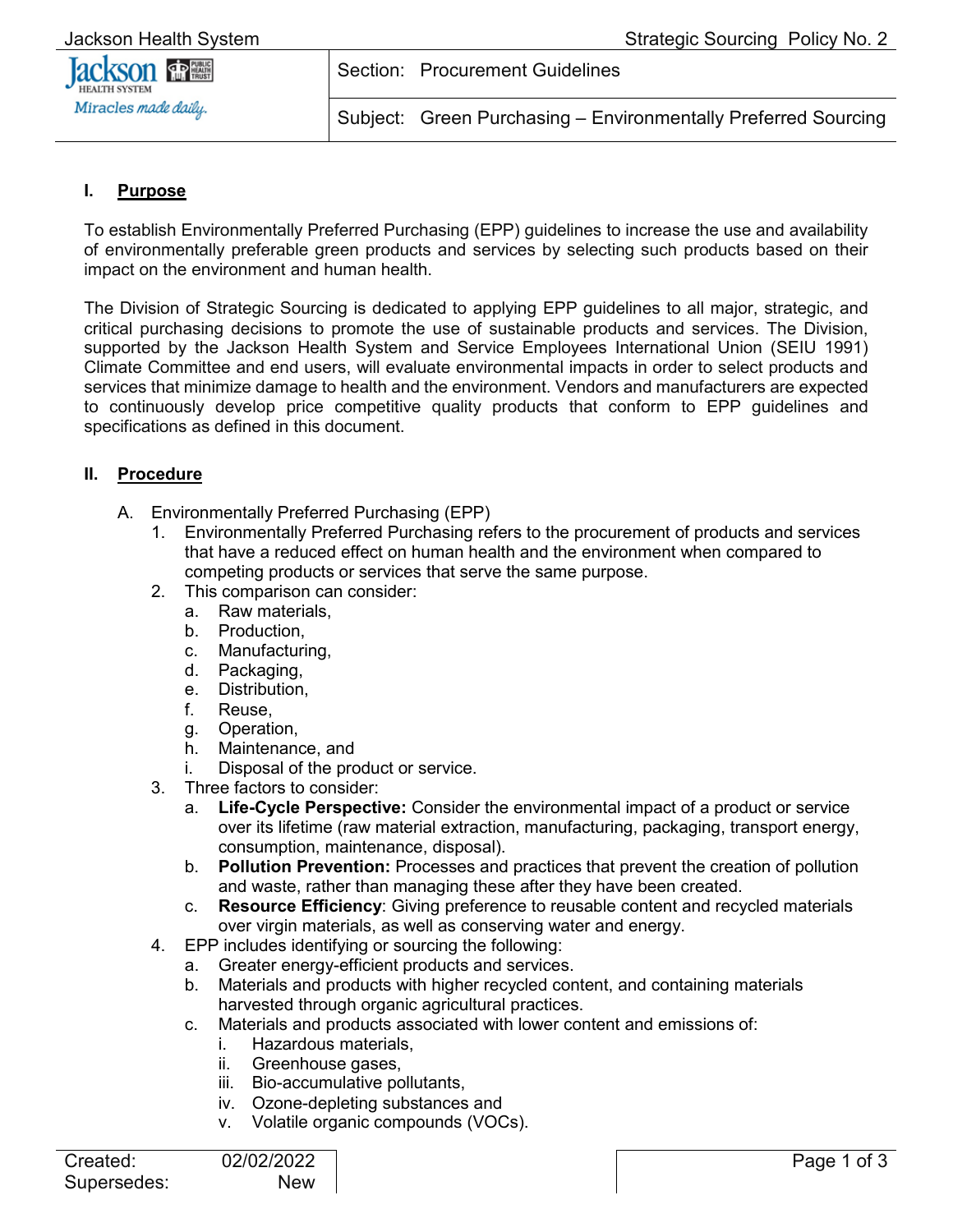| Section: Procurement Guidelines |
| --- |
| Subject: Green Purchasing – Environmentally Preferred Sourcing |

## I. Purpose

To establish Environmentally Preferred Purchasing (EPP) guidelines to increase the use and availability of environmentally preferable green products and services by selecting such products based on their impact on the environment and human health.

The Division of Strategic Sourcing is dedicated to applying EPP guidelines to all major, strategic, and critical purchasing decisions to promote the use of sustainable products and services. The Division, supported by the Jackson Health System and Service Employees International Union (SEIU 1991) Climate Committee and end users, will evaluate environmental impacts in order to select products and services that minimize damage to health and the environment. Vendors and manufacturers are expected to continuously develop price competitive quality products that conform to EPP guidelines and specifications as defined in this document.

## II. Procedure

A. Environmentally Preferred Purchasing (EPP)

1. Environmentally Preferred Purchasing refers to the procurement of products and services that have a reduced effect on human health and the environment when compared to competing products or services that serve the same purpose.
2. This comparison can consider:
   a. Raw materials,
   b. Production,
   c. Manufacturing,
   d. Packaging,
   e. Distribution,
   f. Reuse,
   g. Operation,
   h. Maintenance, and
   i. Disposal of the product or service.
3. Three factors to consider:
   a. **Life-Cycle Perspective:** Consider the environmental impact of a product or service over its lifetime (raw material extraction, manufacturing, packaging, transport energy, consumption, maintenance, disposal).
   b. **Pollution Prevention:** Processes and practices that prevent the creation of pollution and waste, rather than managing these after they have been created.
   c. **Resource Efficiency**: Giving preference to reusable content and recycled materials over virgin materials, as well as conserving water and energy.
4. EPP includes identifying or sourcing the following:
   a. Greater energy-efficient products and services.
   b. Materials and products with higher recycled content, and containing materials harvested through organic agricultural practices.
   c. Materials and products associated with lower content and emissions of:
      i. Hazardous materials,
      ii. Greenhouse gases,
      iii. Bio-accumulative pollutants,
      iv. Ozone-depleting substances and
      v. Volatile organic compounds (VOCs).

Created: 02/02/2022
Supersedes: New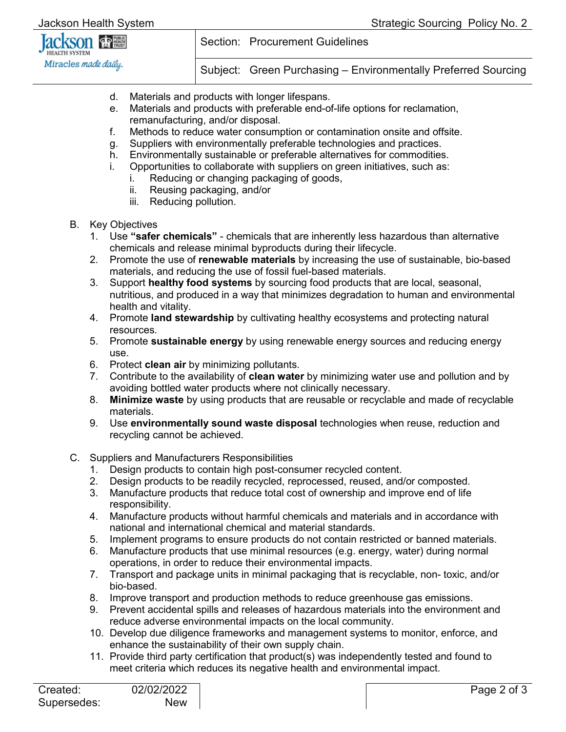d. Materials and products with longer lifespans.
e. Materials and products with preferable end-of-life options for reclamation, remanufacturing, and/or disposal.
f. Methods to reduce water consumption or contamination onsite and offsite.
g. Suppliers with environmentally preferable technologies and practices.
h. Environmentally sustainable or preferable alternatives for commodities.
i. Opportunities to collaborate with suppliers on green initiatives, such as:
   i. Reducing or changing packaging of goods,
   ii. Reusing packaging, and/or
   iii. Reducing pollution.

B. Key Objectives

1. Use **"safer chemicals"** - chemicals that are inherently less hazardous than alternative chemicals and release minimal byproducts during their lifecycle.
2. Promote the use of **renewable materials** by increasing the use of sustainable, bio-based materials, and reducing the use of fossil fuel-based materials.
3. Support **healthy food systems** by sourcing food products that are local, seasonal, nutritious, and produced in a way that minimizes degradation to human and environmental health and vitality.
4. Promote **land stewardship** by cultivating healthy ecosystems and protecting natural resources.
5. Promote **sustainable energy** by using renewable energy sources and reducing energy use.
6. Protect **clean air** by minimizing pollutants.
7. Contribute to the availability of **clean water** by minimizing water use and pollution and by avoiding bottled water products where not clinically necessary.
8. **Minimize waste** by using products that are reusable or recyclable and made of recyclable materials.
9. Use **environmentally sound waste disposal** technologies when reuse, reduction and recycling cannot be achieved.

C. Suppliers and Manufacturers Responsibilities

1. Design products to contain high post-consumer recycled content.
2. Design products to be readily recycled, reprocessed, reused, and/or composted.
3. Manufacture products that reduce total cost of ownership and improve end of life responsibility.
4. Manufacture products without harmful chemicals and materials and in accordance with national and international chemical and material standards.
5. Implement programs to ensure products do not contain restricted or banned materials.
6. Manufacture products that use minimal resources (e.g. energy, water) during normal operations, in order to reduce their environmental impacts.
7. Transport and package units in minimal packaging that is recyclable, non- toxic, and/or bio-based.
8. Improve transport and production methods to reduce greenhouse gas emissions.
9. Prevent accidental spills and releases of hazardous materials into the environment and reduce adverse environmental impacts on the local community.
10. Develop due diligence frameworks and management systems to monitor, enforce, and enhance the sustainability of their own supply chain.
11. Provide third party certification that product(s) was independently tested and found to meet criteria which reduces its negative health and environmental impact.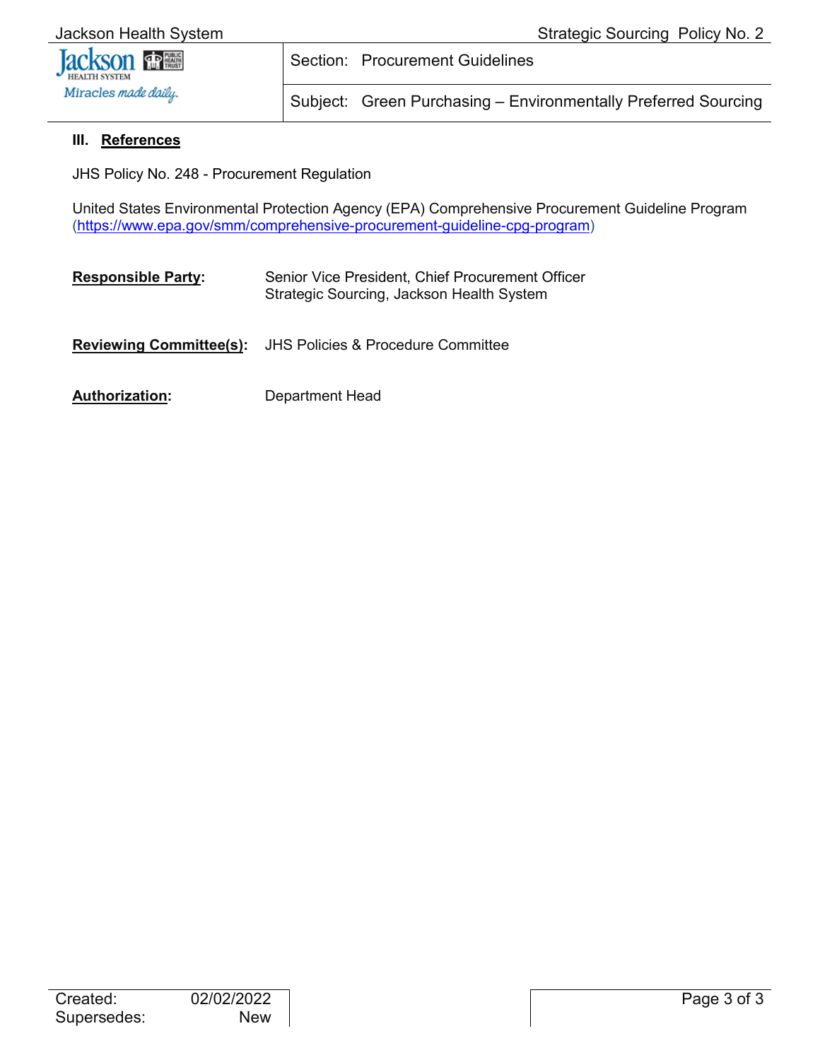### III. References

JHS Policy No. 248 - Procurement Regulation

United States Environmental Protection Agency (EPA) Comprehensive Procurement Guideline Program (https://www.epa.gov/smm/comprehensive-procurement-guideline-cpg-program)

**Responsible Party:** Senior Vice President, Chief Procurement Officer
Strategic Sourcing, Jackson Health System

**Reviewing Committee(s):** JHS Policies & Procedure Committee

**Authorization:** Department Head

Created: 02/02/2022
Supersedes: New